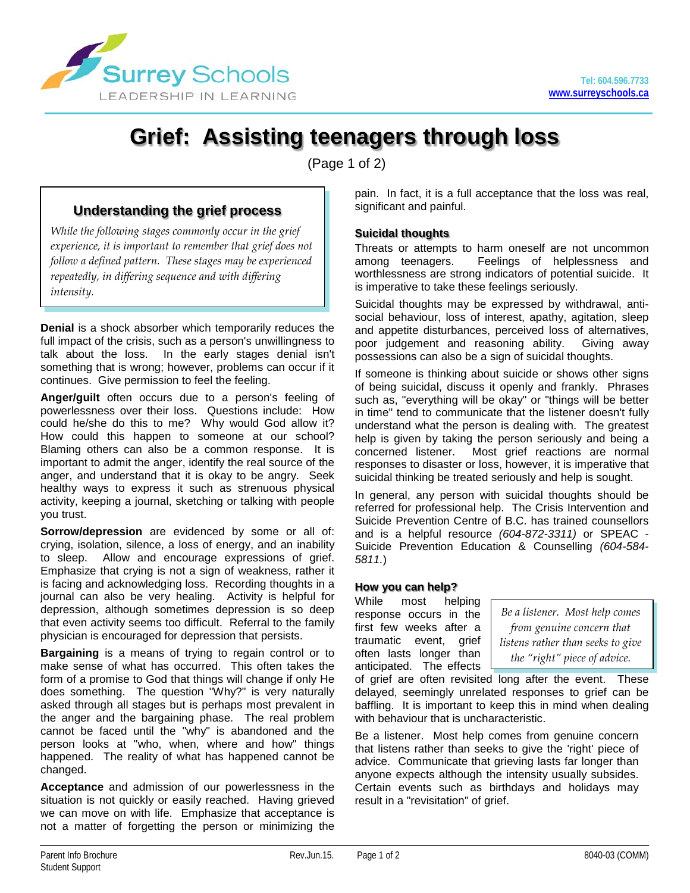# Grief: Assisting teenagers through loss

(Page 1 of 2)

## Understanding the grief process

*While the following stages commonly occur in the grief experience, it is important to remember that grief does not follow a defined pattern. These stages may be experienced repeatedly, in differing sequence and with differing intensity.*

**Denial** is a shock absorber which temporarily reduces the full impact of the crisis, such as a person's unwillingness to talk about the loss. In the early stages denial isn't something that is wrong; however, problems can occur if it continues. Give permission to feel the feeling.

**Anger/guilt** often occurs due to a person's feeling of powerlessness over their loss. Questions include: How could he/she do this to me? Why would God allow it? How could this happen to someone at our school? Blaming others can also be a common response. It is important to admit the anger, identify the real source of the anger, and understand that it is okay to be angry. Seek healthy ways to express it such as strenuous physical activity, keeping a journal, sketching or talking with people you trust.

**Sorrow/depression** are evidenced by some or all of: crying, isolation, silence, a loss of energy, and an inability to sleep. Allow and encourage expressions of grief. Emphasize that crying is not a sign of weakness, rather it is facing and acknowledging loss. Recording thoughts in a journal can also be very healing. Activity is helpful for depression, although sometimes depression is so deep that even activity seems too difficult. Referral to the family physician is encouraged for depression that persists.

**Bargaining** is a means of trying to regain control or to make sense of what has occurred. This often takes the form of a promise to God that things will change if only He does something. The question "Why?" is very naturally asked through all stages but is perhaps most prevalent in the anger and the bargaining phase. The real problem cannot be faced until the "why" is abandoned and the person looks at "who, when, where and how" things happened. The reality of what has happened cannot be changed.

**Acceptance** and admission of our powerlessness in the situation is not quickly or easily reached. Having grieved we can move on with life. Emphasize that acceptance is not a matter of forgetting the person or minimizing the pain. In fact, it is a full acceptance that the loss was real, significant and painful.

### Suicidal thoughts

Threats or attempts to harm oneself are not uncommon among teenagers. Feelings of helplessness and worthlessness are strong indicators of potential suicide. It is imperative to take these feelings seriously.

Suicidal thoughts may be expressed by withdrawal, anti-social behaviour, loss of interest, apathy, agitation, sleep and appetite disturbances, perceived loss of alternatives, poor judgement and reasoning ability. Giving away possessions can also be a sign of suicidal thoughts.

If someone is thinking about suicide or shows other signs of being suicidal, discuss it openly and frankly. Phrases such as, "everything will be okay" or "things will be better in time" tend to communicate that the listener doesn't fully understand what the person is dealing with. The greatest help is given by taking the person seriously and being a concerned listener. Most grief reactions are normal responses to disaster or loss, however, it is imperative that suicidal thinking be treated seriously and help is sought.

In general, any person with suicidal thoughts should be referred for professional help. The Crisis Intervention and Suicide Prevention Centre of B.C. has trained counsellors and is a helpful resource *(604-872-3311)* or SPEAC - Suicide Prevention Education & Counselling *(604-584-5811.)*

### How you can help?

*Be a listener. Most help comes from genuine concern that listens rather than seeks to give the "right" piece of advice.*

While most helping response occurs in the first few weeks after a traumatic event, grief often lasts longer than anticipated. The effects of grief are often revisited long after the event. These delayed, seemingly unrelated responses to grief can be baffling. It is important to keep this in mind when dealing with behaviour that is uncharacteristic.

Be a listener. Most help comes from genuine concern that listens rather than seeks to give the 'right' piece of advice. Communicate that grieving lasts far longer than anyone expects although the intensity usually subsides. Certain events such as birthdays and holidays may result in a "revisitation" of grief.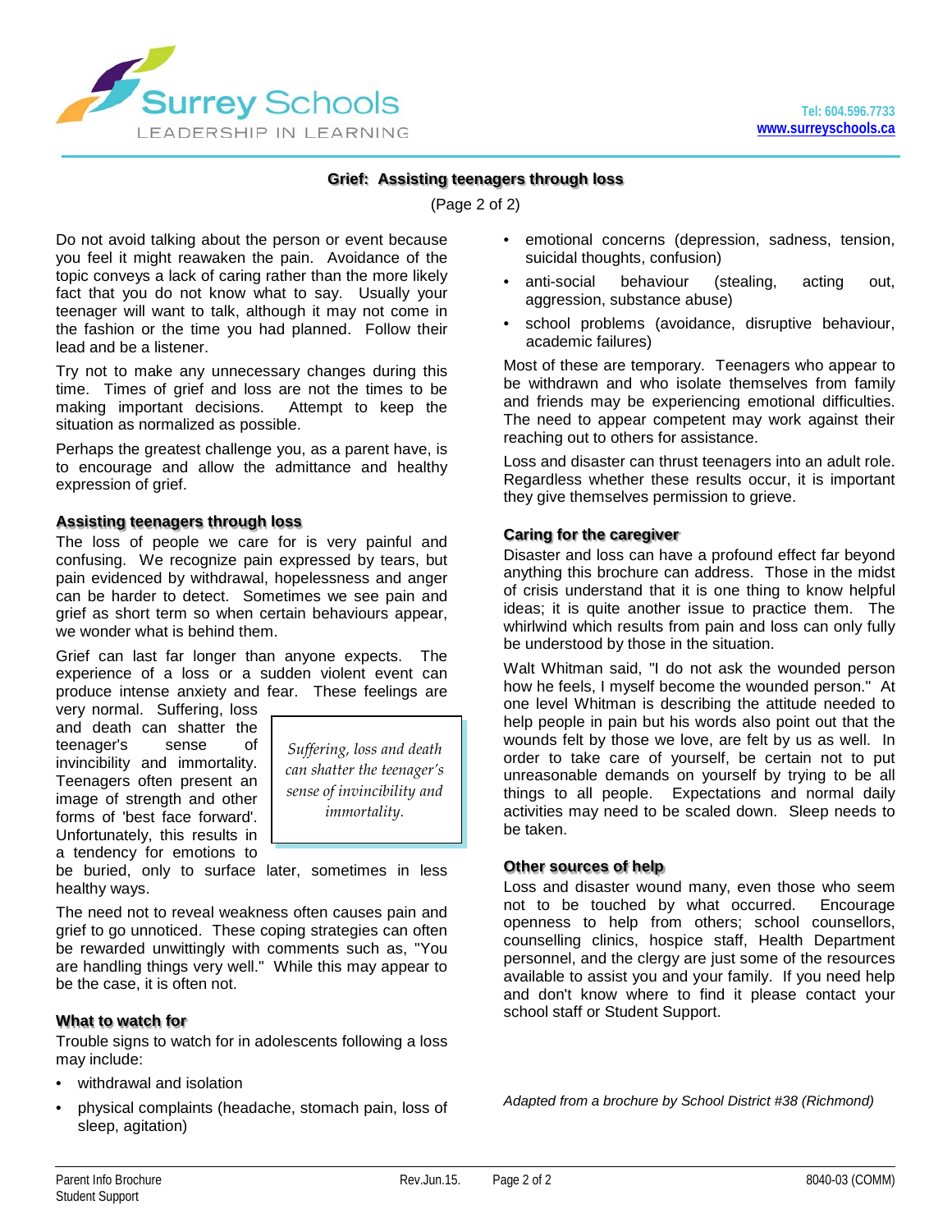## Grief: Assisting teenagers through loss

(Page 2 of 2)

Do not avoid talking about the person or event because you feel it might reawaken the pain. Avoidance of the topic conveys a lack of caring rather than the more likely fact that you do not know what to say. Usually your teenager will want to talk, although it may not come in the fashion or the time you had planned. Follow their lead and be a listener.

Try not to make any unnecessary changes during this time. Times of grief and loss are not the times to be making important decisions. Attempt to keep the situation as normalized as possible.

Perhaps the greatest challenge you, as a parent have, is to encourage and allow the admittance and healthy expression of grief.

### Assisting teenagers through loss

The loss of people we care for is very painful and confusing. We recognize pain expressed by tears, but pain evidenced by withdrawal, hopelessness and anger can be harder to detect. Sometimes we see pain and grief as short term so when certain behaviours appear, we wonder what is behind them.

Grief can last far longer than anyone expects. The experience of a loss or a sudden violent event can produce intense anxiety and fear. These feelings are very normal. Suffering, loss and death can shatter the teenager's sense of invincibility and immortality. Teenagers often present an image of strength and other forms of 'best face forward'. Unfortunately, this results in a tendency for emotions to be buried, only to surface later, sometimes in less healthy ways.

> *Suffering, loss and death can shatter the teenager's sense of invincibility and immortality.*

The need not to reveal weakness often causes pain and grief to go unnoticed. These coping strategies can often be rewarded unwittingly with comments such as, "You are handling things very well." While this may appear to be the case, it is often not.

### What to watch for

Trouble signs to watch for in adolescents following a loss may include:

- withdrawal and isolation
- physical complaints (headache, stomach pain, loss of sleep, agitation)
- emotional concerns (depression, sadness, tension, suicidal thoughts, confusion)
- anti-social behaviour (stealing, acting out, aggression, substance abuse)
- school problems (avoidance, disruptive behaviour, academic failures)

Most of these are temporary. Teenagers who appear to be withdrawn and who isolate themselves from family and friends may be experiencing emotional difficulties. The need to appear competent may work against their reaching out to others for assistance.

Loss and disaster can thrust teenagers into an adult role. Regardless whether these results occur, it is important they give themselves permission to grieve.

### Caring for the caregiver

Disaster and loss can have a profound effect far beyond anything this brochure can address. Those in the midst of crisis understand that it is one thing to know helpful ideas; it is quite another issue to practice them. The whirlwind which results from pain and loss can only fully be understood by those in the situation.

Walt Whitman said, "I do not ask the wounded person how he feels, I myself become the wounded person." At one level Whitman is describing the attitude needed to help people in pain but his words also point out that the wounds felt by those we love, are felt by us as well. In order to take care of yourself, be certain not to put unreasonable demands on yourself by trying to be all things to all people. Expectations and normal daily activities may need to be scaled down. Sleep needs to be taken.

### Other sources of help

Loss and disaster wound many, even those who seem not to be touched by what occurred. Encourage openness to help from others; school counsellors, counselling clinics, hospice staff, Health Department personnel, and the clergy are just some of the resources available to assist you and your family. If you need help and don't know where to find it please contact your school staff or Student Support.

*Adapted from a brochure by School District #38 (Richmond)*